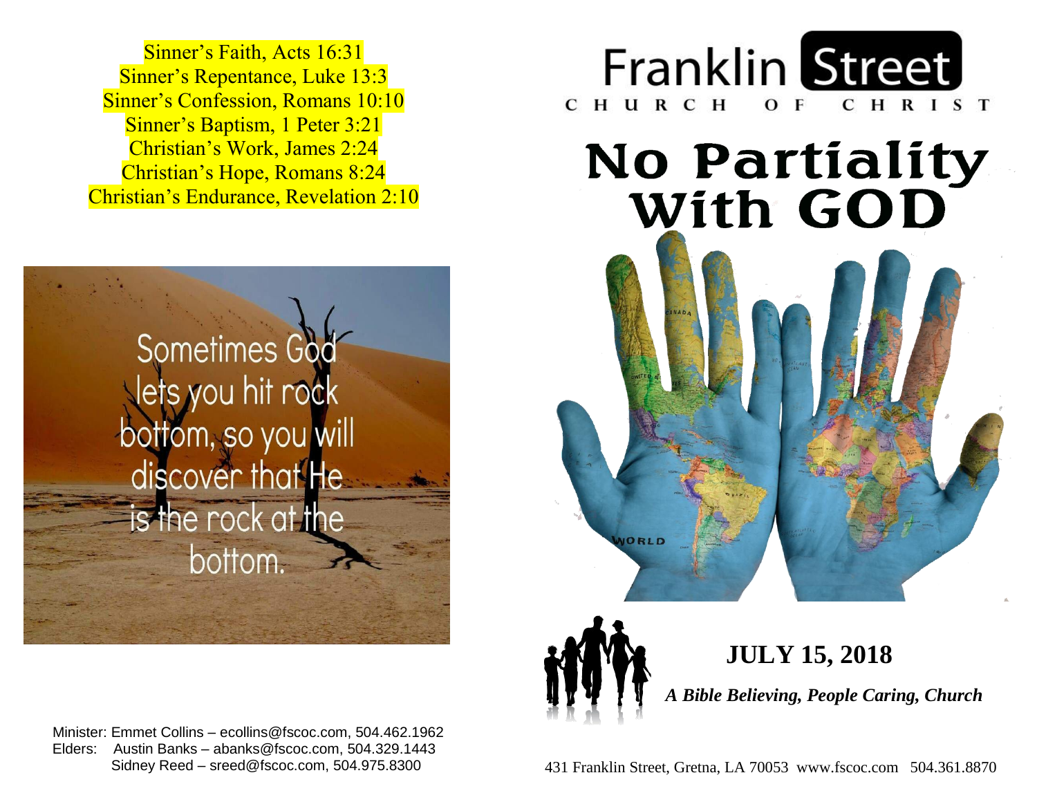Sinner's Faith, Acts 16:31
Sinner's Repentance, Luke 13:3
Sinner's Confession, Romans 10:10
Sinner's Baptism, 1 Peter 3:21
Christian's Work, James 2:24
Christian's Hope, Romans 8:24
Christian's Endurance, Revelation 2:10

Sometimes God lets you hit rock bottom, so you will discover that He is the rock at the bottom.

Minister: Emmet Collins – ecollins@fscoc.com, 504.462.1962
Elders: Austin Banks – abanks@fscoc.com, 504.329.1443
Sidney Reed – sreed@fscoc.com, 504.975.8300

# Franklin Street
CHURCH OF CHRIST

# No Partiality With GOD

## JULY 15, 2018

***A Bible Believing, People Caring, Church***

431 Franklin Street, Gretna, LA 70053 www.fscoc.com 504.361.8870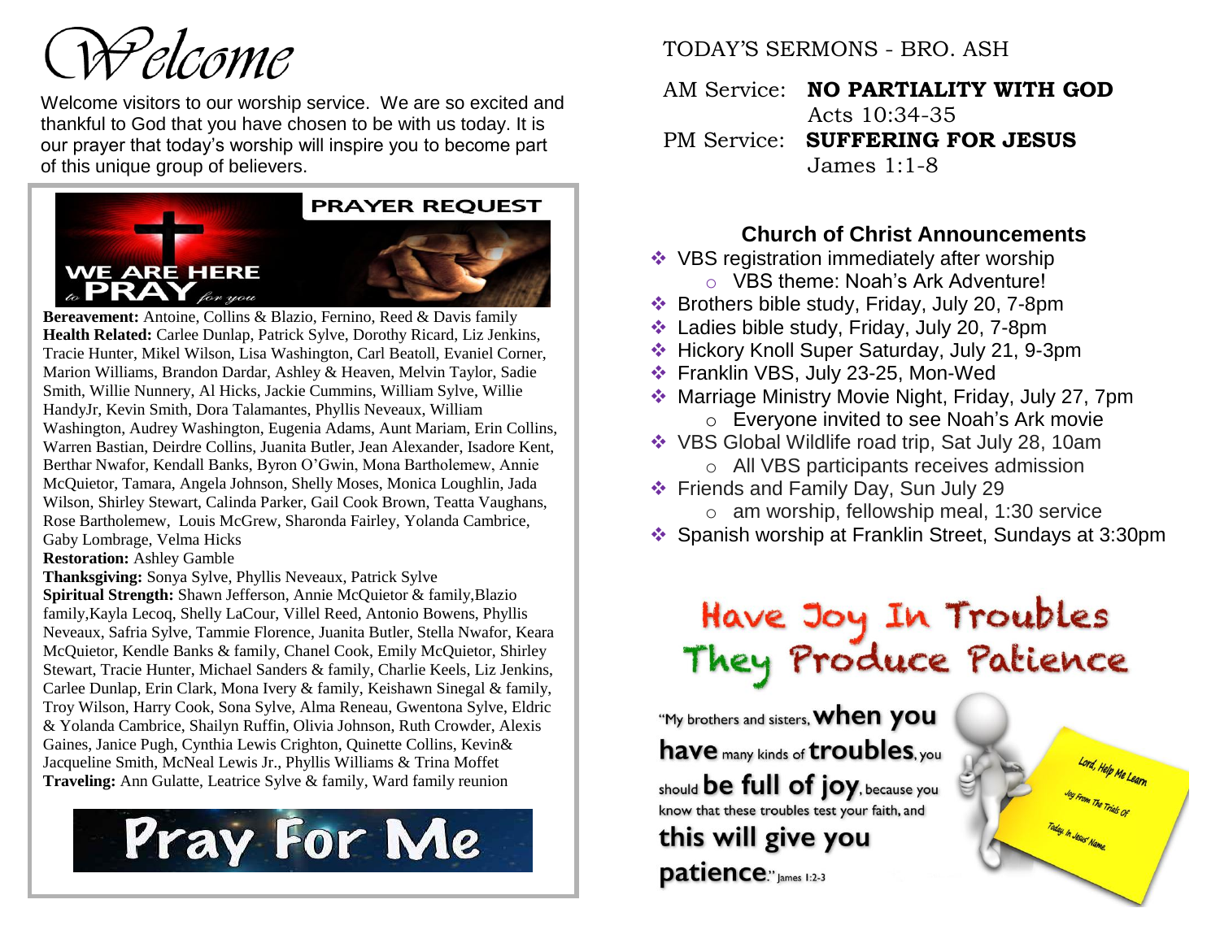# Welcome

Welcome visitors to our worship service. We are so excited and thankful to God that you have chosen to be with us today. It is our prayer that today's worship will inspire you to become part of this unique group of believers.

## PRAYER REQUEST

WE ARE HERE to PRAY for you

**Bereavement:** Antoine, Collins & Blazio, Fernino, Reed & Davis family

**Health Related:** Carlee Dunlap, Patrick Sylve, Dorothy Ricard, Liz Jenkins, Tracie Hunter, Mikel Wilson, Lisa Washington, Carl Beatoll, Evaniel Corner, Marion Williams, Brandon Dardar, Ashley & Heaven, Melvin Taylor, Sadie Smith, Willie Nunnery, Al Hicks, Jackie Cummins, William Sylve, Willie HandyJr, Kevin Smith, Dora Talamantes, Phyllis Neveaux, William Washington, Audrey Washington, Eugenia Adams, Aunt Mariam, Erin Collins, Warren Bastian, Deirdre Collins, Juanita Butler, Jean Alexander, Isadore Kent, Berthar Nwafor, Kendall Banks, Byron O'Gwin, Mona Bartholemew, Annie McQuietor, Tamara, Angela Johnson, Shelly Moses, Monica Loughlin, Jada Wilson, Shirley Stewart, Calinda Parker, Gail Cook Brown, Teatta Vaughans, Rose Bartholemew, Louis McGrew, Sharonda Fairley, Yolanda Cambrice, Gaby Lombrage, Velma Hicks

**Restoration:** Ashley Gamble

**Thanksgiving:** Sonya Sylve, Phyllis Neveaux, Patrick Sylve

**Spiritual Strength:** Shawn Jefferson, Annie McQuietor & family,Blazio family,Kayla Lecoq, Shelly LaCour, Villel Reed, Antonio Bowens, Phyllis Neveaux, Safria Sylve, Tammie Florence, Juanita Butler, Stella Nwafor, Keara McQuietor, Kendle Banks & family, Chanel Cook, Emily McQuietor, Shirley Stewart, Tracie Hunter, Michael Sanders & family, Charlie Keels, Liz Jenkins, Carlee Dunlap, Erin Clark, Mona Ivery & family, Keishawn Sinegal & family, Troy Wilson, Harry Cook, Sona Sylve, Alma Reneau, Gwentona Sylve, Eldric & Yolanda Cambrice, Shailyn Ruffin, Olivia Johnson, Ruth Crowder, Alexis Gaines, Janice Pugh, Cynthia Lewis Crighton, Quinette Collins, Kevin& Jacqueline Smith, McNeal Lewis Jr., Phyllis Williams & Trina Moffet

**Traveling:** Ann Gulatte, Leatrice Sylve & family, Ward family reunion

Pray For Me

TODAY'S SERMONS - BRO. ASH

AM Service: **NO PARTIALITY WITH GOD**
Acts 10:34-35

PM Service: **SUFFERING FOR JESUS**
James 1:1-8

## Church of Christ Announcements

- VBS registration immediately after worship
  - VBS theme: Noah's Ark Adventure!
- Brothers bible study, Friday, July 20, 7-8pm
- Ladies bible study, Friday, July 20, 7-8pm
- Hickory Knoll Super Saturday, July 21, 9-3pm
- Franklin VBS, July 23-25, Mon-Wed
- Marriage Ministry Movie Night, Friday, July 27, 7pm
  - Everyone invited to see Noah's Ark movie
- VBS Global Wildlife road trip, Sat July 28, 10am
  - All VBS participants receives admission
- Friends and Family Day, Sun July 29
  - am worship, fellowship meal, 1:30 service
- Spanish worship at Franklin Street, Sundays at 3:30pm

## Have Joy In Troubles They Produce Patience

"My brothers and sisters, **when you have** many kinds of **troubles**, you should **be full of joy**, because you know that these troubles test your faith, and **this will give you patience**." James 1:2-3

Lord, Help Me Learn Joy From The Trials Of Today. In Jesus' Name.